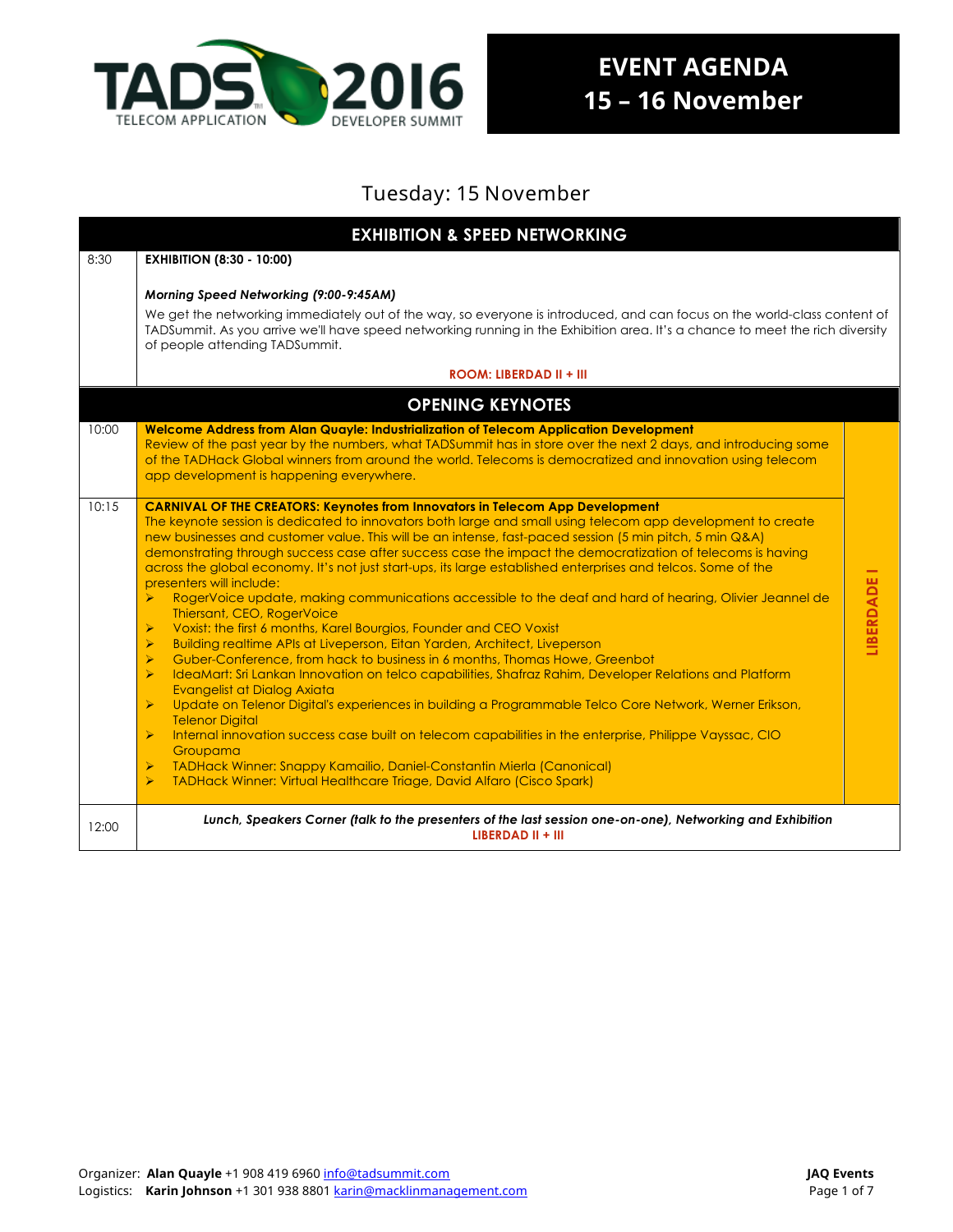# TADS 2016 TELECOM APPLICATION DEVELOPER SUMMIT

## EVENT AGENDA 15 – 16 November

## Tuesday: 15 November

### EXHIBITION & SPEED NETWORKING

**8:30**

**EXHIBITION (8:30 - 10:00)**

***Morning Speed Networking (9:00-9:45AM)***

We get the networking immediately out of the way, so everyone is introduced, and can focus on the world-class content of TADSummit. As you arrive we'll have speed networking running in the Exhibition area. It's a chance to meet the rich diversity of people attending TADSummit.

**ROOM: LIBERDAD II + III**

### OPENING KEYNOTES

*LIBERDADE I*

**10:00**

**Welcome Address from Alan Quayle: Industrialization of Telecom Application Development**
Review of the past year by the numbers, what TADSummit has in store over the next 2 days, and introducing some of the TADHack Global winners from around the world. Telecoms is democratized and innovation using telecom app development is happening everywhere.

**10:15**

**CARNIVAL OF THE CREATORS: Keynotes from Innovators in Telecom App Development**
The keynote session is dedicated to innovators both large and small using telecom app development to create new businesses and customer value. This will be an intense, fast-paced session (5 min pitch, 5 min Q&A) demonstrating through success case after success case the impact the democratization of telecoms is having across the global economy. It's not just start-ups, its large established enterprises and telcos. Some of the presenters will include:

- RogerVoice update, making communications accessible to the deaf and hard of hearing, Olivier Jeannel de Thiersant, CEO, RogerVoice
- Voxist: the first 6 months, Karel Bourgios, Founder and CEO Voxist
- Building realtime APIs at Liveperson, Eitan Yarden, Architect, Liveperson
- Guber-Conference, from hack to business in 6 months, Thomas Howe, Greenbot
- IdeaMart: Sri Lankan Innovation on telco capabilities, Shafraz Rahim, Developer Relations and Platform Evangelist at Dialog Axiata
- Update on Telenor Digital's experiences in building a Programmable Telco Core Network, Werner Erikson, Telenor Digital
- Internal innovation success case built on telecom capabilities in the enterprise, Philippe Vayssac, CIO Groupama
- TADHack Winner: Snappy Kamailio, Daniel-Constantin Mierla (Canonical)
- TADHack Winner: Virtual Healthcare Triage, David Alfaro (Cisco Spark)

**12:00**

***Lunch, Speakers Corner (talk to the presenters of the last session one-on-one), Networking and Exhibition***
**LIBERDAD II + III**

Organizer: **Alan Quayle** +1 908 419 6960 info@tadsummit.com
Logistics: **Karin Johnson** +1 301 938 8801 karin@macklinmanagement.com
**JAQ Events**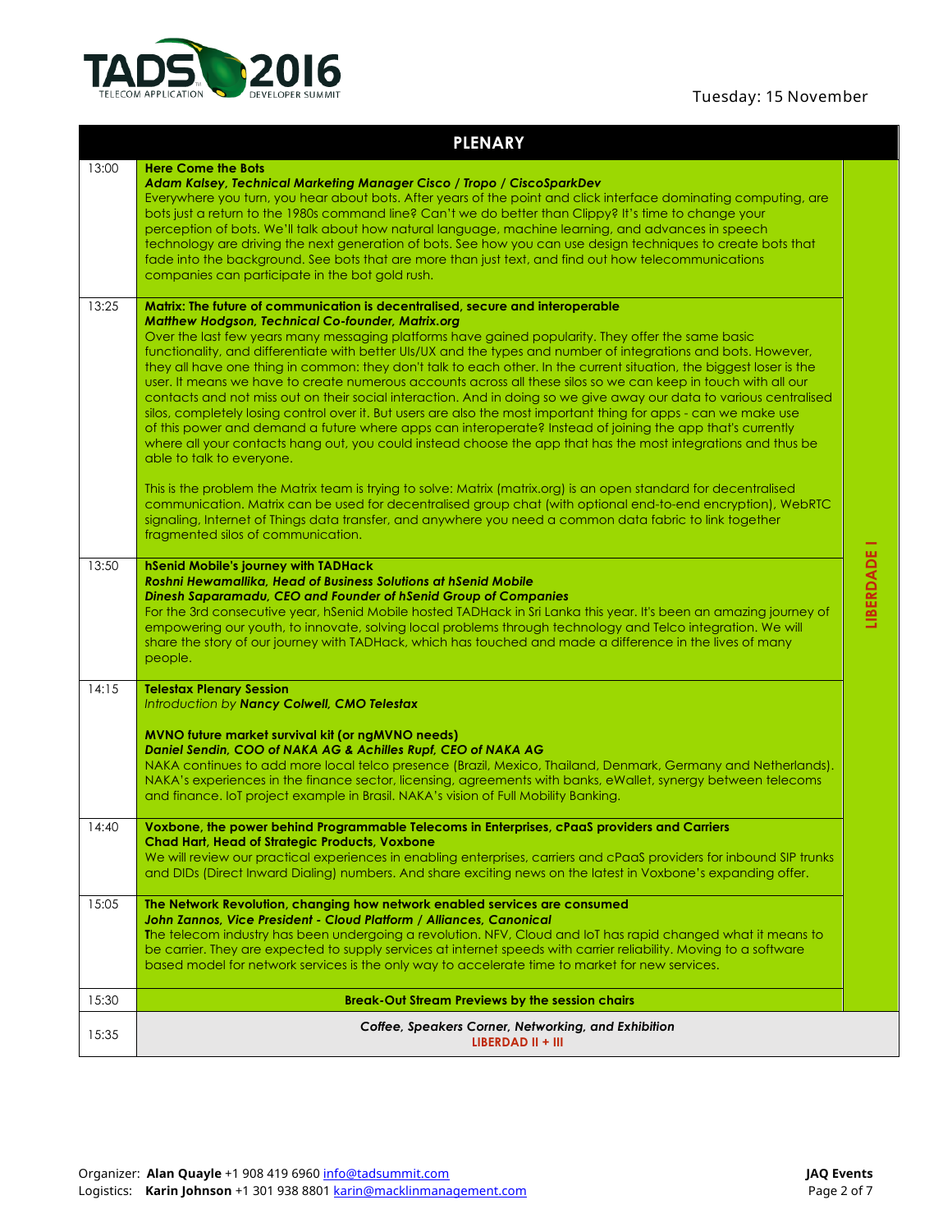Tuesday: 15 November

| PLENARY | | |
|---|---|---|
| 13:00 | **Here Come the Bots**<br>***Adam Kalsey, Technical Marketing Manager Cisco / Tropo / CiscoSparkDev***<br>Everywhere you turn, you hear about bots. After years of the point and click interface dominating computing, are bots just a return to the 1980s command line? Can't we do better than Clippy? It's time to change your perception of bots. We'll talk about how natural language, machine learning, and advances in speech technology are driving the next generation of bots. See how you can use design techniques to create bots that fade into the background. See bots that are more than just text, and find out how telecommunications companies can participate in the bot gold rush. | LIBERDADE I |
| 13:25 | **Matrix: The future of communication is decentralised, secure and interoperable**<br>***Matthew Hodgson, Technical Co-founder, Matrix.org***<br>Over the last few years many messaging platforms have gained popularity. They offer the same basic functionality, and differentiate with better UIs/UX and the types and number of integrations and bots. However, they all have one thing in common: they don't talk to each other. In the current situation, the biggest loser is the user. It means we have to create numerous accounts across all these silos so we can keep in touch with all our contacts and not miss out on their social interaction. And in doing so we give away our data to various centralised silos, completely losing control over it. But users are also the most important thing for apps - can we make use of this power and demand a future where apps can interoperate? Instead of joining the app that's currently where all your contacts hang out, you could instead choose the app that has the most integrations and thus be able to talk to everyone.<br><br>This is the problem the Matrix team is trying to solve: Matrix (matrix.org) is an open standard for decentralised communication. Matrix can be used for decentralised group chat (with optional end-to-end encryption), WebRTC signaling, Internet of Things data transfer, and anywhere you need a common data fabric to link together fragmented silos of communication. | |
| 13:50 | **hSenid Mobile's journey with TADHack**<br>***Roshni Hewamallika, Head of Business Solutions at hSenid Mobile***<br>***Dinesh Saparamadu, CEO and Founder of hSenid Group of Companies***<br>For the 3rd consecutive year, hSenid Mobile hosted TADHack in Sri Lanka this year. It's been an amazing journey of empowering our youth, to innovate, solving local problems through technology and Telco integration. We will share the story of our journey with TADHack, which has touched and made a difference in the lives of many people. | |
| 14:15 | **Telestax Plenary Session**<br>*Introduction by **Nancy Colwell, CMO Telestax***<br><br>**MVNO future market survival kit (or ngMVNO needs)**<br>***Daniel Sendin, COO of NAKA AG & Achilles Rupf, CEO of NAKA AG***<br>NAKA continues to add more local telco presence (Brazil, Mexico, Thailand, Denmark, Germany and Netherlands). NAKA's experiences in the finance sector, licensing, agreements with banks, eWallet, synergy between telecoms and finance. IoT project example in Brasil. NAKA's vision of Full Mobility Banking. | |
| 14:40 | **Voxbone, the power behind Programmable Telecoms in Enterprises, cPaaS providers and Carriers**<br>**Chad Hart, Head of Strategic Products, Voxbone**<br>We will review our practical experiences in enabling enterprises, carriers and cPaaS providers for inbound SIP trunks and DIDs (Direct Inward Dialing) numbers. And share exciting news on the latest in Voxbone's expanding offer. | |
| 15:05 | **The Network Revolution, changing how network enabled services are consumed**<br>***John Zannos, Vice President - Cloud Platform / Alliances, Canonical***<br>The telecom industry has been undergoing a revolution. NFV, Cloud and IoT has rapid changed what it means to be carrier. They are expected to supply services at internet speeds with carrier reliability. Moving to a software based model for network services is the only way to accelerate time to market for new services. | |
| 15:30 | **Break-Out Stream Previews by the session chairs** | |
| 15:35 | *Coffee, Speakers Corner, Networking, and Exhibition*<br>LIBERDAD II + III | |

Organizer: **Alan Quayle** +1 908 419 6960 info@tadsummit.com
Logistics: **Karin Johnson** +1 301 938 8801 karin@macklinmanagement.com

**JAQ Events**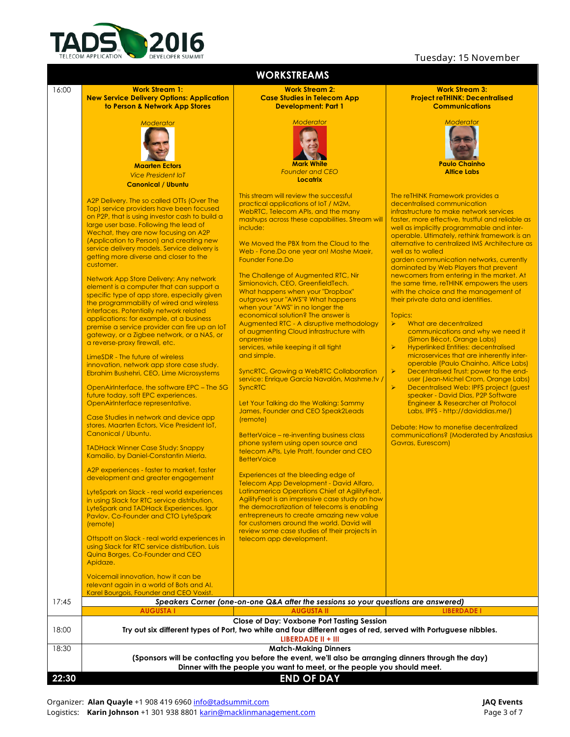Tuesday: 15 November

# WORKSTREAMS

## 16:00

### Work Stream 1: New Service Delivery Options: Application to Person & Network App Stores

*Moderator*

**Maarten Ectors**
*Vice President IoT*
**Canonical / Ubuntu**

A2P Delivery. The so called OTTs (Over The Top) service providers have been focused on P2P, that is using investor cash to build a large user base. Following the lead of Wechat, they are now focusing on A2P (Application to Person) and creating new service delivery models. Service delivery is getting more diverse and closer to the customer.

Network App Store Delivery: Any network element is a computer that can support a specific type of app store, especially given the programmability of wired and wireless interfaces. Potentially network related applications: for example, at a business premise a service provider can fire up an IoT gateway, or a Zigbee network, or a NAS, or a reverse-proxy firewall, etc.

LimeSDR - The future of wireless innovation, network app store case study. Ebrahim Bushehri, CEO, Lime Microsystems

OpenAirInterface, the software EPC – The 5G future today, soft EPC experiences. OpenAirInterface representative.

Case Studies in network and device app stores. Maarten Ectors, Vice President IoT, Canonical / Ubuntu.

TADHack Winner Case Study: Snappy Kamailio, by Daniel-Constantin Mierla.

A2P experiences - faster to market, faster development and greater engagement

LyteSpark on Slack - real world experiences in using Slack for RTC service distribution, LyteSpark and TADHack Experiences. Igor Pavlov, Co-Founder and CTO LyteSpark (remote)

Ottspott on Slack - real world experiences in using Slack for RTC service distribution. Luis Quina Borges, Co-Founder and CEO Apidaze.

Voicemail innovation, how it can be relevant again in a world of Bots and AI. Karel Bourgois, Founder and CEO Voxist.

### Work Stream 2: Case Studies in Telecom App Development: Part 1

*Moderator*

**Mark White**
*Founder and CEO*
**Locatrix**

This stream will review the successful practical applications of IoT / M2M, WebRTC, Telecom APIs, and the many mashups across these capabilities. Stream will include:

We Moved the PBX from the Cloud to the Web - Fone.Do one year on! Moshe Maeir, Founder Fone.Do

The Challenge of Augmented RTC, Nir Simionovich, CEO, GreenfieldTech. What happens when your "Dropbox" outgrows your "AWS"? What happens when your "AWS" in no longer the economical solution? The answer is Augmented RTC - A disruptive methodology of augmenting Cloud infrastructure with onpremise services, while keeping it all tight and simple.

SyncRTC, Growing a WebRTC Collaboration service: Enrique García Navalón, Mashme.tv / SyncRTC

Let Your Talking do the Walking: Sammy James, Founder and CEO Speak2Leads (remote)

BetterVoice – re-inventing business class phone system using open source and telecom APIs, Lyle Pratt, founder and CEO BetterVoice

Experiences at the bleeding edge of Telecom App Development - David Alfaro, Latinamerica Operations Chief at AgilityFeat. AgilityFeat is an impressive case study on how the democratization of telecoms is enabling entrepreneurs to create amazing new value for customers around the world. David will review some case studies of their projects in telecom app development.

### Work Stream 3: Project reTHINK: Decentralised Communications

*Moderator*

**Paulo Chainho**
**Altice Labs**

The reTHINK Framework provides a decentralised communication infrastructure to make network services faster, more effective, trustful and reliable as well as implicitly programmable and inter-operable. Ultimately, rethink framework is an alternative to centralized IMS Architecture as well as to walled garden communication networks, currently dominated by Web Players that prevent newcomers from entering in the market. At the same time, reTHINK empowers the users with the choice and the management of their private data and identities.

Topics:

- What are decentralized communications and why we need it (Simon Bécot, Orange Labs)
- Hyperlinked Entities: decentralised microservices that are inherently inter-operable (Paulo Chainho, Altice Labs)
- Decentralised Trust: power to the end-user (Jean-Michel Crom, Orange Labs)
- Decentralised Web: IPFS project (guest speaker - David Dias, P2P Software Engineer & Researcher at Protocol Labs, IPFS - http://daviddias.me/)

Debate: How to monetise decentralized communications? (Moderated by Anastasius Gavras, Eurescom)

## 17:45

*Speakers Corner (one-on-one Q&A after the sessions so your questions are answered)*

| Work Stream 1 | Work Stream 2 | Work Stream 3 |
|---|---|---|
| AUGUSTA I | AUGUSTA II | LIBERDADE I |

## 18:00

**Close of Day: Voxbone Port Tasting Session**
**Try out six different types of Port, two white and four different ages of red, served with Portuguese nibbles.**
LIBERDADE II + III

## 18:30

**Match-Making Dinners**
**(Sponsors will be contacting you before the event, we'll also be arranging dinners through the day)**
**Dinner with the people you want to meet, or the people you should meet.**

## 22:30

**END OF DAY**

Organizer: **Alan Quayle** +1 908 419 6960 info@tadsummit.com
Logistics: **Karin Johnson** +1 301 938 8801 karin@macklinmanagement.com

**JAQ Events**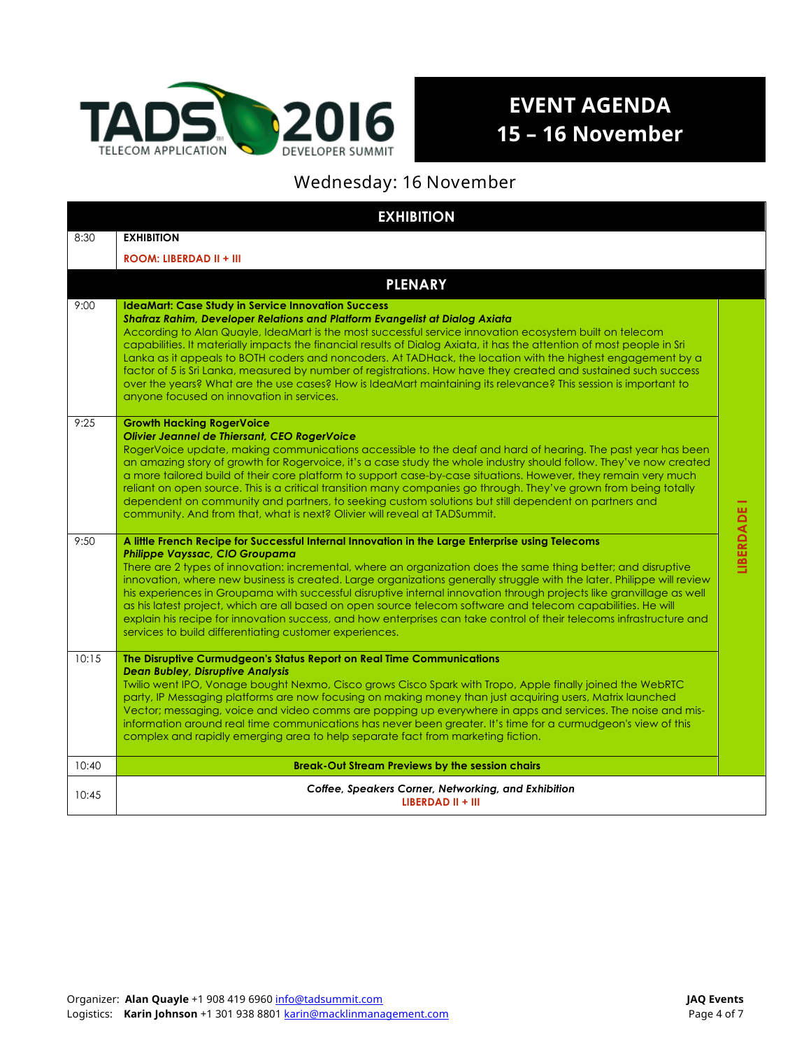TADS 2016 TELECOM APPLICATION DEVELOPER SUMMIT

# EVENT AGENDA
## 15 – 16 November

### Wednesday: 16 November

| | EXHIBITION | |
|---|---|---|
| 8:30 | **EXHIBITION**<br>**ROOM: LIBERDAD II + III** | |
| | **PLENARY** | |
| 9:00 | **IdeaMart: Case Study in Service Innovation Success**<br>***Shafraz Rahim, Developer Relations and Platform Evangelist at Dialog Axiata***<br>According to Alan Quayle, IdeaMart is the most successful service innovation ecosystem built on telecom capabilities. It materially impacts the financial results of Dialog Axiata, it has the attention of most people in Sri Lanka as it appeals to BOTH coders and noncoders. At TADHack, the location with the highest engagement by a factor of 5 is Sri Lanka, measured by number of registrations. How have they created and sustained such success over the years? What are the use cases? How is IdeaMart maintaining its relevance? This session is important to anyone focused on innovation in services. | LIBERDADE I |
| 9:25 | **Growth Hacking RogerVoice**<br>***Olivier Jeannel de Thiersant, CEO RogerVoice***<br>RogerVoice update, making communications accessible to the deaf and hard of hearing. The past year has been an amazing story of growth for Rogervoice, it's a case study the whole industry should follow. They've now created a more tailored build of their core platform to support case-by-case situations. However, they remain very much reliant on open source. This is a critical transition many companies go through. They've grown from being totally dependent on community and partners, to seeking custom solutions but still dependent on partners and community. And from that, what is next? Olivier will reveal at TADSummit. | LIBERDADE I |
| 9:50 | **A little French Recipe for Successful Internal Innovation in the Large Enterprise using Telecoms**<br>***Philippe Vayssac, CIO Groupama***<br>There are 2 types of innovation: incremental, where an organization does the same thing better; and disruptive innovation, where new business is created. Large organizations generally struggle with the later. Philippe will review his experiences in Groupama with successful disruptive internal innovation through projects like granvillage as well as his latest project, which are all based on open source telecom software and telecom capabilities. He will explain his recipe for innovation success, and how enterprises can take control of their telecoms infrastructure and services to build differentiating customer experiences. | LIBERDADE I |
| 10:15 | **The Disruptive Curmudgeon's Status Report on Real Time Communications**<br>***Dean Bubley, Disruptive Analysis***<br>Twilio went IPO, Vonage bought Nexmo, Cisco grows Cisco Spark with Tropo, Apple finally joined the WebRTC party, IP Messaging platforms are now focusing on making money than just acquiring users, Matrix launched Vector; messaging, voice and video comms are popping up everywhere in apps and services. The noise and mis-information around real time communications has never been greater. It's time for a curmudgeon's view of this complex and rapidly emerging area to help separate fact from marketing fiction. | LIBERDADE I |
| 10:40 | **Break-Out Stream Previews by the session chairs** | LIBERDADE I |
| 10:45 | *Coffee, Speakers Corner, Networking, and Exhibition*<br>LIBERDAD II + III | |

Organizer: **Alan Quayle** +1 908 419 6960 info@tadsummit.com
Logistics: **Karin Johnson** +1 301 938 8801 karin@macklinmanagement.com

**JAQ Events**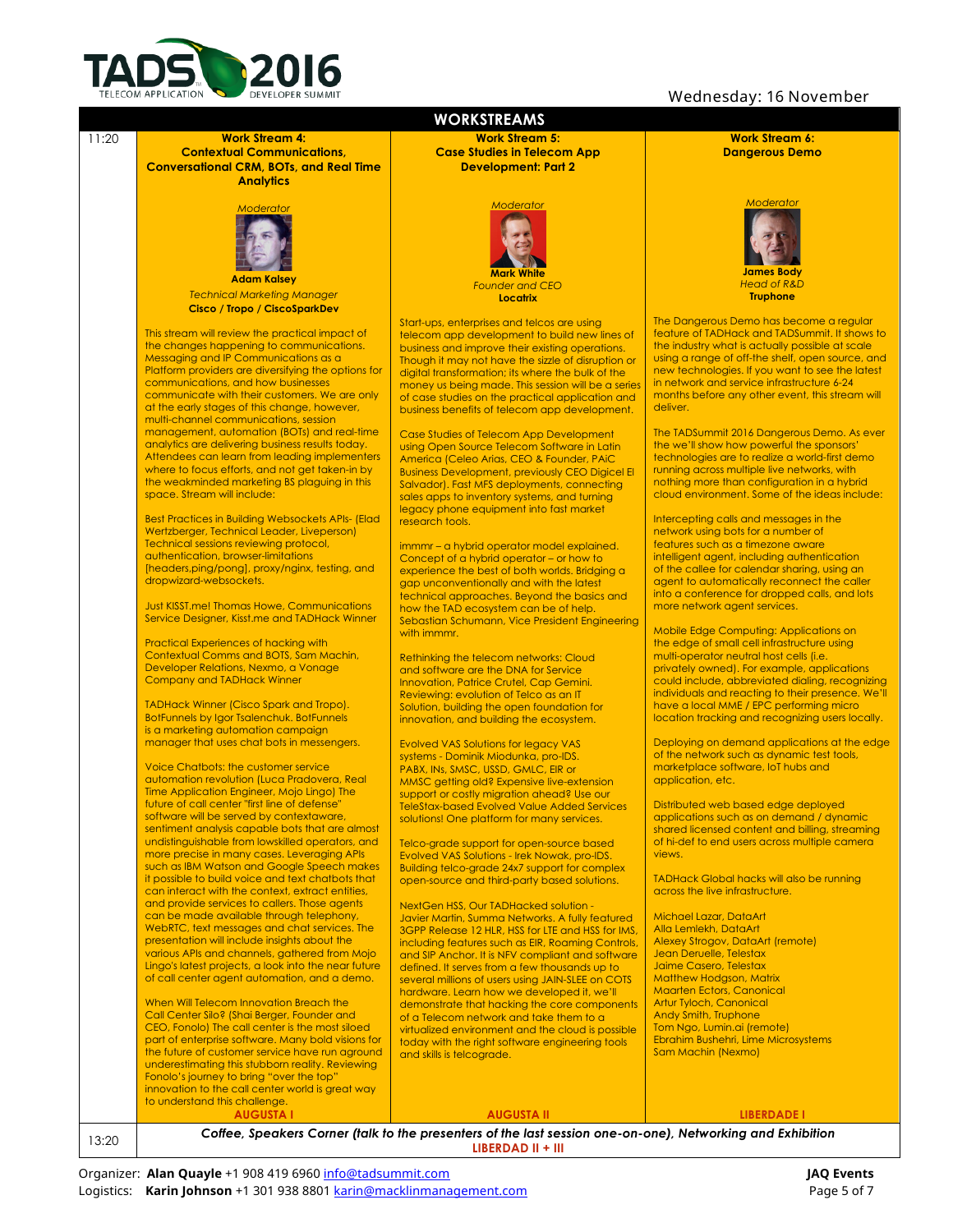Wednesday: 16 November

## WORKSTREAMS

**11:20**

### Work Stream 4: Contextual Communications, Conversational CRM, BOTs, and Real Time Analytics

*Moderator*

**Adam Kalsey**
*Technical Marketing Manager*
**Cisco / Tropo / CiscoSparkDev**

This stream will review the practical impact of the changes happening to communications. Messaging and IP Communications as a Platform providers are diversifying the options for communications, and how businesses communicate with their customers. We are only at the early stages of this change, however, multi-channel communications, session management, automation (BOTs) and real-time analytics are delivering business results today. Attendees can learn from leading implementers where to focus efforts, and not get taken-in by the weakminded marketing BS plaguing in this space. Stream will include:

Best Practices in Building Websockets APIs- (Elad Wertzberger, Technical Leader, Liveperson) Technical sessions reviewing protocol, authentication, browser-limitations [headers,ping/pong], proxy/nginx, testing, and dropwizard-websockets.

Just KISST.me! Thomas Howe, Communications Service Designer, Kisst.me and TADHack Winner

Practical Experiences of hacking with Contextual Comms and BOTS, Sam Machin, Developer Relations, Nexmo, a Vonage Company and TADHack Winner

TADHack Winner (Cisco Spark and Tropo). BotFunnels by Igor Tsalenchuk. BotFunnels is a marketing automation campaign manager that uses chat bots in messengers.

Voice Chatbots: the customer service automation revolution (Luca Pradovera, Real Time Application Engineer, Mojo Lingo) The future of call center "first line of defense" software will be served by contextaware, sentiment analysis capable bots that are almost undistinguishable from lowskilled operators, and more precise in many cases. Leveraging APIs such as IBM Watson and Google Speech makes it possible to build voice and text chatbots that can interact with the context, extract entities, and provide services to callers. Those agents can be made available through telephony, WebRTC, text messages and chat services. The presentation will include insights about the various APIs and channels, gathered from Mojo Lingo's latest projects, a look into the near future of call center agent automation, and a demo.

When Will Telecom Innovation Breach the Call Center Silo? (Shai Berger, Founder and CEO, Fonolo) The call center is the most siloed part of enterprise software. Many bold visions for the future of customer service have run aground underestimating this stubborn reality. Reviewing Fonolo's journey to bring "over the top" innovation to the call center world is great way to understand this challenge.

**AUGUSTA I**

### Work Stream 5: Case Studies in Telecom App Development: Part 2

*Moderator*

**Mark White**
*Founder and CEO*
**Locatrix**

Start-ups, enterprises and telcos are using telecom app development to build new lines of business and improve their existing operations. Though it may not have the sizzle of disruption or digital transformation; its where the bulk of the money us being made. This session will be a series of case studies on the practical application and business benefits of telecom app development.

Case Studies of Telecom App Development using Open Source Telecom Software in Latin America (Celeo Arias, CEO & Founder, PAiC Business Development, previously CEO Digicel El Salvador). Fast MFS deployments, connecting sales apps to inventory systems, and turning legacy phone equipment into fast market research tools.

immmr – a hybrid operator model explained. Concept of a hybrid operator – or how to experience the best of both worlds. Bridging a gap unconventionally and with the latest technical approaches. Beyond the basics and how the TAD ecosystem can be of help. Sebastian Schumann, Vice President Engineering with immmr.

Rethinking the telecom networks: Cloud and software are the DNA for Service Innovation, Patrice Crutel, Cap Gemini. Reviewing: evolution of Telco as an IT Solution, building the open foundation for innovation, and building the ecosystem.

Evolved VAS Solutions for legacy VAS systems - Dominik Miodunka, pro-IDS. PABX, INs, SMSC, USSD, GMLC, EIR or MMSC getting old? Expensive live-extension support or costly migration ahead? Use our TeleStax-based Evolved Value Added Services solutions! One platform for many services.

Telco-grade support for open-source based Evolved VAS Solutions - Irek Nowak, pro-IDS. Building telco-grade 24x7 support for complex open-source and third-party based solutions.

NextGen HSS, Our TADHacked solution - Javier Martin, Summa Networks. A fully featured 3GPP Release 12 HLR, HSS for LTE and HSS for IMS, including features such as EIR, Roaming Controls, and SIP Anchor. It is NFV compliant and software defined. It serves from a few thousands up to several millions of users using JAIN-SLEE on COTS hardware. Learn how we developed it, we'll demonstrate that hacking the core components of a Telecom network and take them to a virtualized environment and the cloud is possible today with the right software engineering tools and skills is telcograde.

**AUGUSTA II**

### Work Stream 6: Dangerous Demo

*Moderator*

**James Body**
*Head of R&D*
**Truphone**

The Dangerous Demo has become a regular feature of TADHack and TADSummit. It shows to the industry what is actually possible at scale using a range of off-the shelf, open source, and new technologies. If you want to see the latest in network and service infrastructure 6-24 months before any other event, this stream will deliver.

The TADSummit 2016 Dangerous Demo. As ever the we'll show how powerful the sponsors' technologies are to realize a world-first demo running across multiple live networks, with nothing more than configuration in a hybrid cloud environment. Some of the ideas include:

Intercepting calls and messages in the network using bots for a number of features such as a timezone aware intelligent agent, including authentication of the callee for calendar sharing, using an agent to automatically reconnect the caller into a conference for dropped calls, and lots more network agent services.

Mobile Edge Computing: Applications on the edge of small cell infrastructure using multi-operator neutral host cells (i.e. privately owned). For example, applications could include, abbreviated dialing, recognizing individuals and reacting to their presence. We'll have a local MME / EPC performing micro location tracking and recognizing users locally.

Deploying on demand applications at the edge of the network such as dynamic test tools, marketplace software, IoT hubs and application, etc.

Distributed web based edge deployed applications such as on demand / dynamic shared licensed content and billing, streaming of hi-def to end users across multiple camera views.

TADHack Global hacks will also be running across the live infrastructure.

Michael Lazar, DataArt
Alla Lemlekh, DataArt
Alexey Strogov, DataArt (remote)
Jean Deruelle, Telestax
Jaime Casero, Telestax
Matthew Hodgson, Matrix
Maarten Ectors, Canonical
Artur Tyloch, Canonical
Andy Smith, Truphone
Tom Ngo, Lumin.ai (remote)
Ebrahim Bushehri, Lime Microsystems
Sam Machin (Nexmo)

**LIBERDADE I**

**13:20**

***Coffee, Speakers Corner (talk to the presenters of the last session one-on-one), Networking and Exhibition***
**LIBERDAD II + III**

Organizer: **Alan Quayle** +1 908 419 6960 info@tadsummit.com
Logistics: **Karin Johnson** +1 301 938 8801 karin@macklinmanagement.com

**JAQ Events**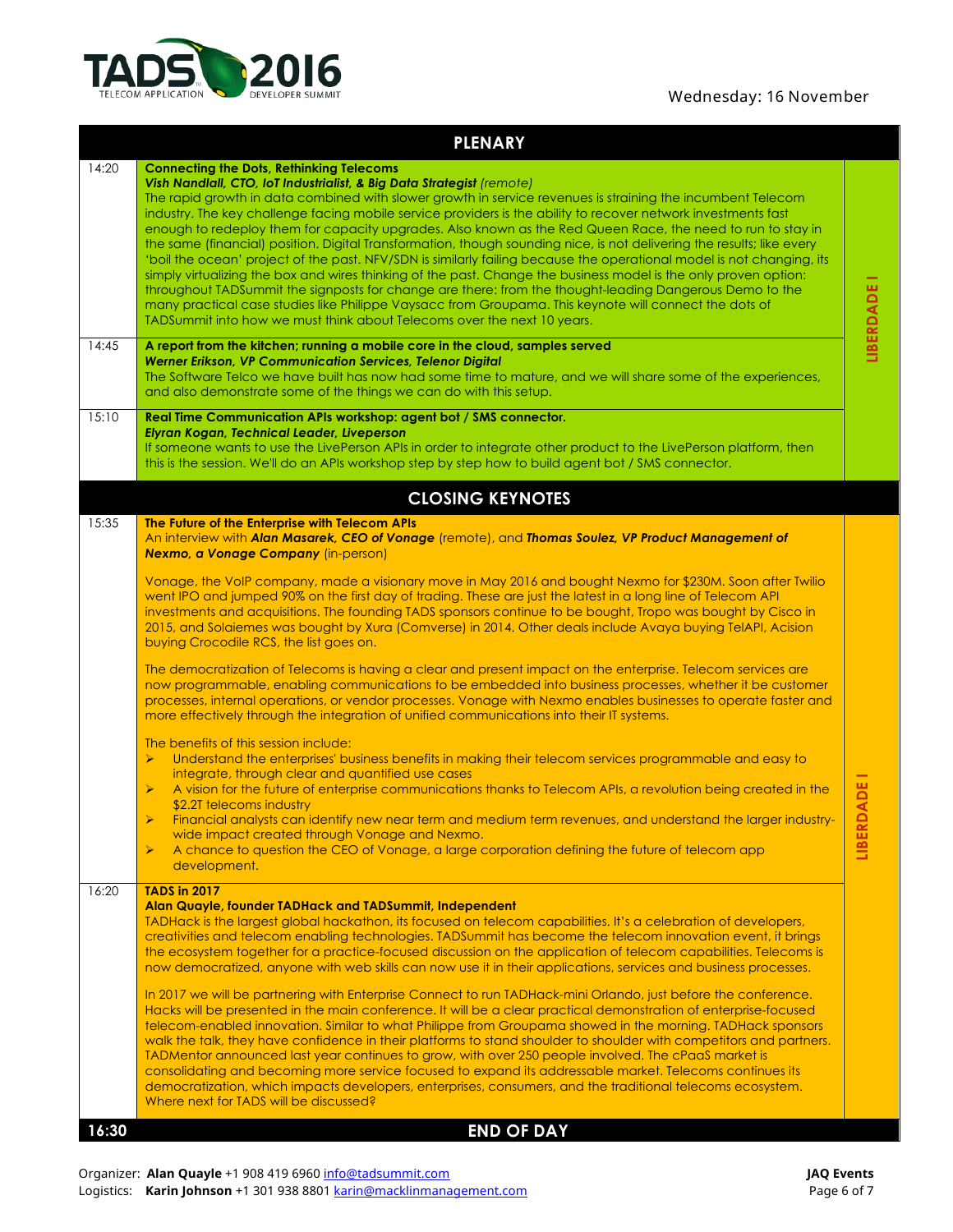Wednesday: 16 November

## PLENARY

| | | |
|---|---|---|
| 14:20 | **Connecting the Dots, Rethinking Telecoms**<br>***Vish Nandlall, CTO, IoT Industrialist, & Big Data Strategist*** *(remote)*<br>The rapid growth in data combined with slower growth in service revenues is straining the incumbent Telecom industry. The key challenge facing mobile service providers is the ability to recover network investments fast enough to redeploy them for capacity upgrades. Also known as the Red Queen Race, the need to run to stay in the same (financial) position. Digital Transformation, though sounding nice, is not delivering the results; like every 'boil the ocean' project of the past. NFV/SDN is similarly failing because the operational model is not changing, its simply virtualizing the box and wires thinking of the past. Change the business model is the only proven option: throughout TADSummit the signposts for change are there: from the thought-leading Dangerous Demo to the many practical case studies like Philippe Vaysacc from Groupama. This keynote will connect the dots of TADSummit into how we must think about Telecoms over the next 10 years. | LIBERDADE I |
| 14:45 | **A report from the kitchen; running a mobile core in the cloud, samples served**<br>***Werner Erikson, VP Communication Services, Telenor Digital***<br>The Software Telco we have built has now had some time to mature, and we will share some of the experiences, and also demonstrate some of the things we can do with this setup. | |
| 15:10 | **Real Time Communication APIs workshop: agent bot / SMS connector.**<br>***Elyran Kogan, Technical Leader, Liveperson***<br>If someone wants to use the LivePerson APIs in order to integrate other product to the LivePerson platform, then this is the session. We'll do an APIs workshop step by step how to build agent bot / SMS connector. | |

## CLOSING KEYNOTES

| | | |
|---|---|---|
| 15:35 | **The Future of the Enterprise with Telecom APIs**<br>An interview with ***Alan Masarek, CEO of Vonage*** (remote), and ***Thomas Soulez, VP Product Management of Nexmo, a Vonage Company*** (in-person)<br><br>Vonage, the VoIP company, made a visionary move in May 2016 and bought Nexmo for $230M. Soon after Twilio went IPO and jumped 90% on the first day of trading. These are just the latest in a long line of Telecom API investments and acquisitions. The founding TADS sponsors continue to be bought, Tropo was bought by Cisco in 2015, and Solaiemes was bought by Xura (Comverse) in 2014. Other deals include Avaya buying TelAPI, Acision buying Crocodile RCS, the list goes on.<br><br>The democratization of Telecoms is having a clear and present impact on the enterprise. Telecom services are now programmable, enabling communications to be embedded into business processes, whether it be customer processes, internal operations, or vendor processes. Vonage with Nexmo enables businesses to operate faster and more effectively through the integration of unified communications into their IT systems.<br><br>The benefits of this session include:<br>➢ Understand the enterprises' business benefits in making their telecom services programmable and easy to integrate, through clear and quantified use cases<br>➢ A vision for the future of enterprise communications thanks to Telecom APIs, a revolution being created in the $2.2T telecoms industry<br>➢ Financial analysts can identify new near term and medium term revenues, and understand the larger industry-wide impact created through Vonage and Nexmo.<br>➢ A chance to question the CEO of Vonage, a large corporation defining the future of telecom app development. | LIBERDADE I |
| 16:20 | **TADS in 2017**<br>**Alan Quayle, founder TADHack and TADSummit, Independent**<br>TADHack is the largest global hackathon, its focused on telecom capabilities. It's a celebration of developers, creativities and telecom enabling technologies. TADSummit has become the telecom innovation event, it brings the ecosystem together for a practice-focused discussion on the application of telecom capabilities. Telecoms is now democratized, anyone with web skills can now use it in their applications, services and business processes.<br><br>In 2017 we will be partnering with Enterprise Connect to run TADHack-mini Orlando, just before the conference. Hacks will be presented in the main conference. It will be a clear practical demonstration of enterprise-focused telecom-enabled innovation. Similar to what Philippe from Groupama showed in the morning. TADHack sponsors walk the talk, they have confidence in their platforms to stand shoulder to shoulder with competitors and partners. TADMentor announced last year continues to grow, with over 250 people involved. The cPaaS market is consolidating and becoming more service focused to expand its addressable market. Telecoms continues its democratization, which impacts developers, enterprises, consumers, and the traditional telecoms ecosystem. Where next for TADS will be discussed? | |
| **16:30** | **END OF DAY** | |

Organizer: **Alan Quayle** +1 908 419 6960 info@tadsummit.com
Logistics: **Karin Johnson** +1 301 938 8801 karin@macklinmanagement.com

**JAQ Events**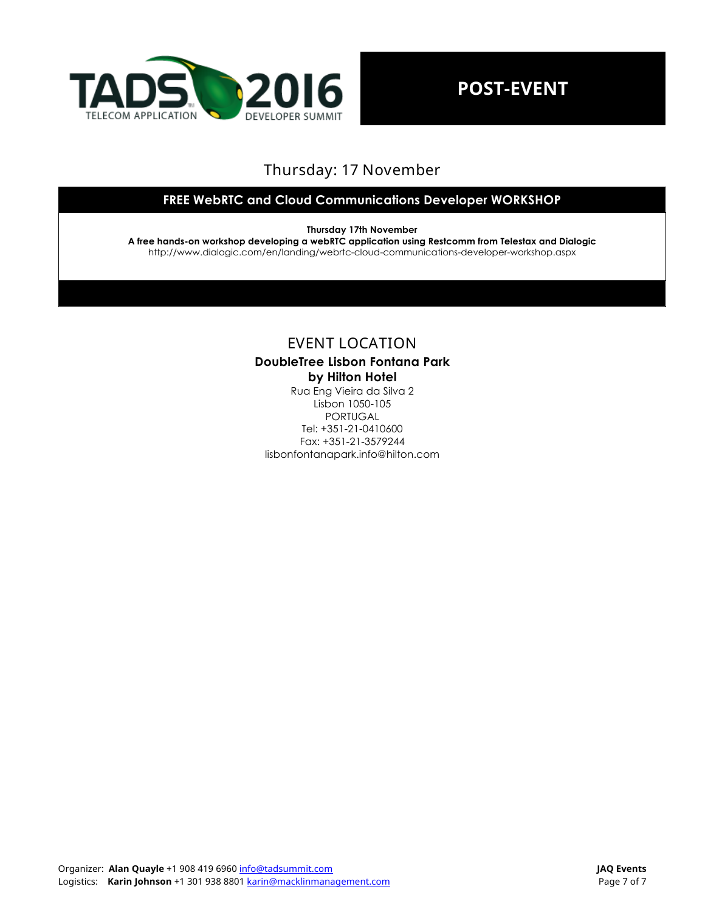TADS 2016 TELECOM APPLICATION DEVELOPER SUMMIT

# POST-EVENT

## Thursday: 17 November

### FREE WebRTC and Cloud Communications Developer WORKSHOP

**Thursday 17th November**
**A free hands-on workshop developing a webRTC application using Restcomm from Telestax and Dialogic**
http://www.dialogic.com/en/landing/webrtc-cloud-communications-developer-workshop.aspx

## EVENT LOCATION

**DoubleTree Lisbon Fontana Park by Hilton Hotel**
Rua Eng Vieira da Silva 2
Lisbon 1050-105
PORTUGAL
Tel: +351-21-0410600
Fax: +351-21-3579244
lisbonfontanapark.info@hilton.com

Organizer: **Alan Quayle** +1 908 419 6960 info@tadsummit.com
Logistics: **Karin Johnson** +1 301 938 8801 karin@macklinmanagement.com

**JAQ Events**